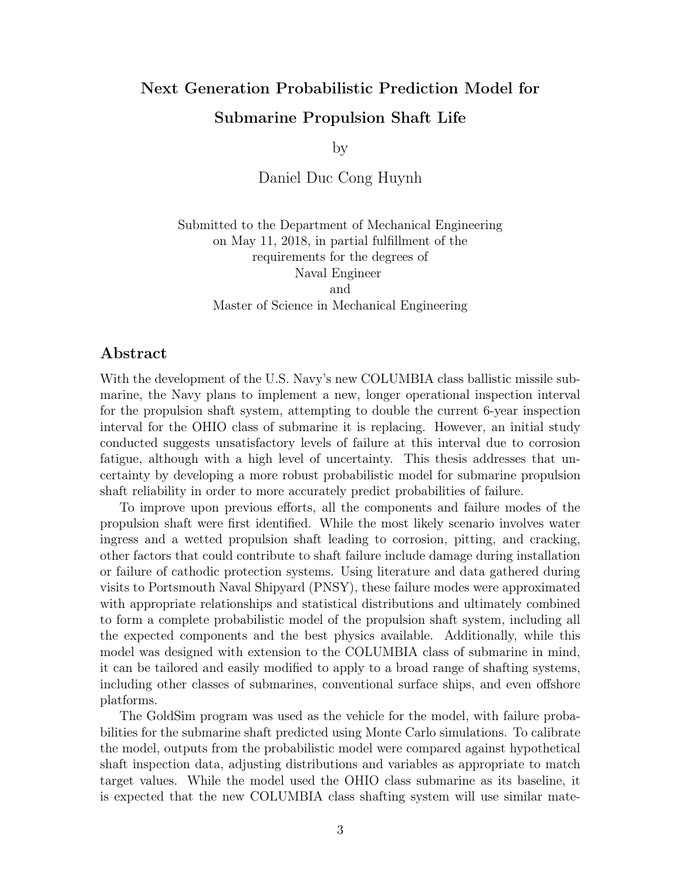# Next Generation Probabilistic Prediction Model for Submarine Propulsion Shaft Life

by

Daniel Duc Cong Huynh

Submitted to the Department of Mechanical Engineering
on May 11, 2018, in partial fulfillment of the
requirements for the degrees of
Naval Engineer
and
Master of Science in Mechanical Engineering

## Abstract

With the development of the U.S. Navy's new COLUMBIA class ballistic missile submarine, the Navy plans to implement a new, longer operational inspection interval for the propulsion shaft system, attempting to double the current 6-year inspection interval for the OHIO class of submarine it is replacing. However, an initial study conducted suggests unsatisfactory levels of failure at this interval due to corrosion fatigue, although with a high level of uncertainty. This thesis addresses that uncertainty by developing a more robust probabilistic model for submarine propulsion shaft reliability in order to more accurately predict probabilities of failure.

To improve upon previous efforts, all the components and failure modes of the propulsion shaft were first identified. While the most likely scenario involves water ingress and a wetted propulsion shaft leading to corrosion, pitting, and cracking, other factors that could contribute to shaft failure include damage during installation or failure of cathodic protection systems. Using literature and data gathered during visits to Portsmouth Naval Shipyard (PNSY), these failure modes were approximated with appropriate relationships and statistical distributions and ultimately combined to form a complete probabilistic model of the propulsion shaft system, including all the expected components and the best physics available. Additionally, while this model was designed with extension to the COLUMBIA class of submarine in mind, it can be tailored and easily modified to apply to a broad range of shafting systems, including other classes of submarines, conventional surface ships, and even offshore platforms.

The GoldSim program was used as the vehicle for the model, with failure probabilities for the submarine shaft predicted using Monte Carlo simulations. To calibrate the model, outputs from the probabilistic model were compared against hypothetical shaft inspection data, adjusting distributions and variables as appropriate to match target values. While the model used the OHIO class submarine as its baseline, it is expected that the new COLUMBIA class shafting system will use similar mate-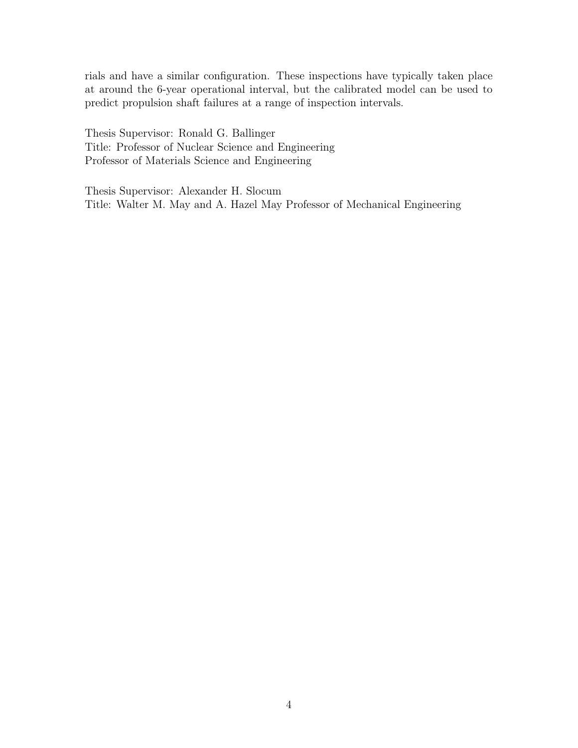rials and have a similar configuration. These inspections have typically taken place at around the 6-year operational interval, but the calibrated model can be used to predict propulsion shaft failures at a range of inspection intervals.

Thesis Supervisor: Ronald G. Ballinger
Title: Professor of Nuclear Science and Engineering
Professor of Materials Science and Engineering

Thesis Supervisor: Alexander H. Slocum
Title: Walter M. May and A. Hazel May Professor of Mechanical Engineering